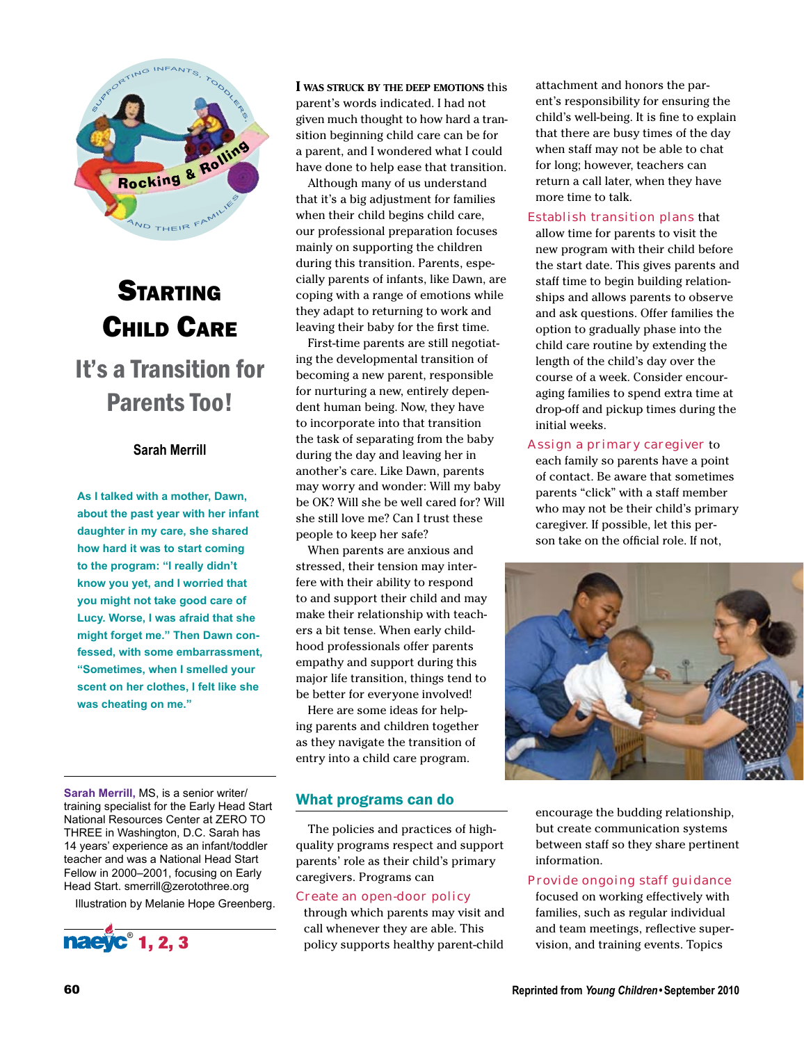# Starting Child Care

## It's a Transition for Parents Too!

**Sarah Merrill**

**As I talked with a mother, Dawn, about the past year with her infant daughter in my care, she shared how hard it was to start coming to the program: "I really didn't know you yet, and I worried that you might not take good care of Lucy. Worse, I was afraid that she might forget me." Then Dawn confessed, with some embarrassment, "Sometimes, when I smelled your scent on her clothes, I felt like she was cheating on me."**

**Sarah Merrill,** MS, is a senior writer/training specialist for the Early Head Start National Resources Center at ZERO TO THREE in Washington, D.C. Sarah has 14 years' experience as an infant/toddler teacher and was a National Head Start Fellow in 2000–2001, focusing on Early Head Start. smerrill@zerotothree.org

Illustration by Melanie Hope Greenberg.

naeyc® 1, 2, 3

**I was struck by the deep emotions** this parent's words indicated. I had not given much thought to how hard a transition beginning child care can be for a parent, and I wondered what I could have done to help ease that transition.

Although many of us understand that it's a big adjustment for families when their child begins child care, our professional preparation focuses mainly on supporting the children during this transition. Parents, especially parents of infants, like Dawn, are coping with a range of emotions while they adapt to returning to work and leaving their baby for the first time.

First-time parents are still negotiating the developmental transition of becoming a new parent, responsible for nurturing a new, entirely dependent human being. Now, they have to incorporate into that transition the task of separating from the baby during the day and leaving her in another's care. Like Dawn, parents may worry and wonder: Will my baby be OK? Will she be well cared for? Will she still love me? Can I trust these people to keep her safe?

When parents are anxious and stressed, their tension may interfere with their ability to respond to and support their child and may make their relationship with teachers a bit tense. When early childhood professionals offer parents empathy and support during this major life transition, things tend to be better for everyone involved!

Here are some ideas for helping parents and children together as they navigate the transition of entry into a child care program.

### What programs can do

The policies and practices of high-quality programs respect and support parents' role as their child's primary caregivers. Programs can

**Create an open-door policy** through which parents may visit and call whenever they are able. This policy supports healthy parent-child attachment and honors the parent's responsibility for ensuring the child's well-being. It is fine to explain that there are busy times of the day when staff may not be able to chat for long; however, teachers can return a call later, when they have more time to talk.

**Establish transition plans** that allow time for parents to visit the new program with their child before the start date. This gives parents and staff time to begin building relationships and allows parents to observe and ask questions. Offer families the option to gradually phase into the child care routine by extending the length of the child's day over the course of a week. Consider encouraging families to spend extra time at drop-off and pickup times during the initial weeks.

**Assign a primary caregiver** to each family so parents have a point of contact. Be aware that sometimes parents "click" with a staff member who may not be their child's primary caregiver. If possible, let this person take on the official role. If not, encourage the budding relationship, but create communication systems between staff so they share pertinent information.

**Provide ongoing staff guidance** focused on working effectively with families, such as regular individual and team meetings, reflective supervision, and training events. Topics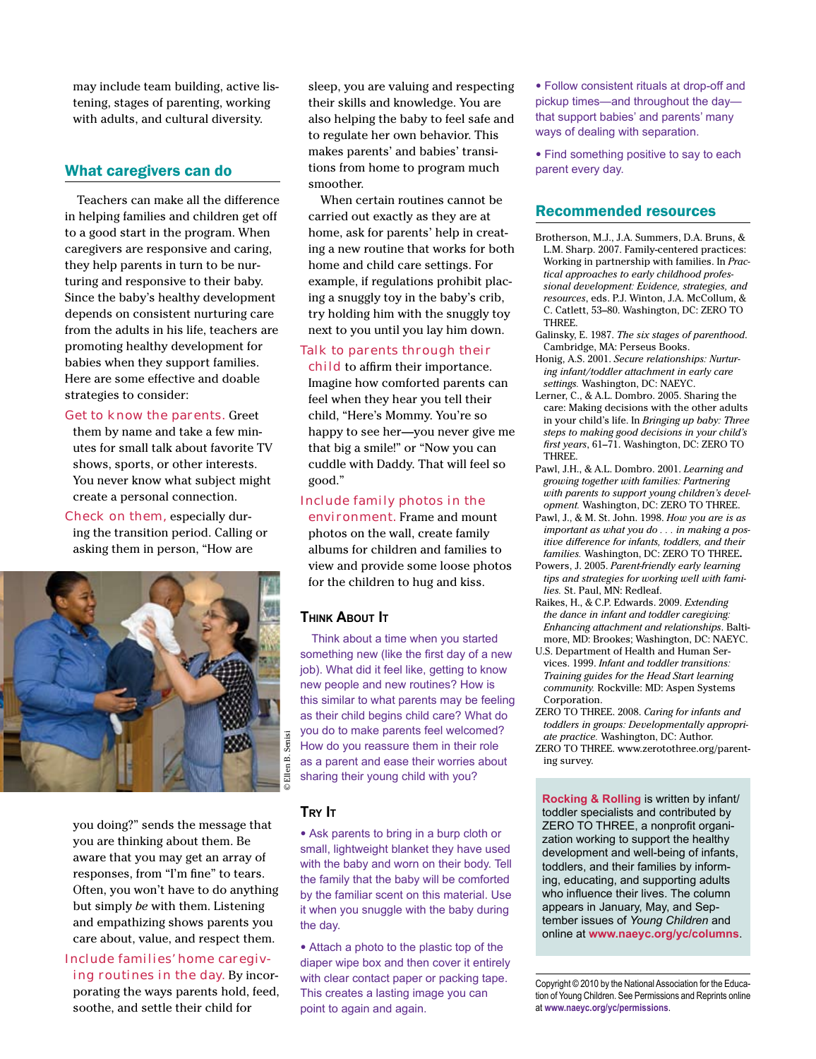may include team building, active listening, stages of parenting, working with adults, and cultural diversity.

## What caregivers can do

Teachers can make all the difference in helping families and children get off to a good start in the program. When caregivers are responsive and caring, they help parents in turn to be nurturing and responsive to their baby. Since the baby's healthy development depends on consistent nurturing care from the adults in his life, teachers are promoting healthy development for babies when they support families. Here are some effective and doable strategies to consider:

**Get to know the parents.** Greet them by name and take a few minutes for small talk about favorite TV shows, sports, or other interests. You never know what subject might create a personal connection.

**Check on them,** especially during the transition period. Calling or asking them in person, "How are you doing?" sends the message that you are thinking about them. Be aware that you may get an array of responses, from "I'm fine" to tears. Often, you won't have to do anything but simply *be* with them. Listening and empathizing shows parents you care about, value, and respect them.

© Ellen B. Senisi

**Include families' home caregiving routines in the day.** By incorporating the ways parents hold, feed, soothe, and settle their child for sleep, you are valuing and respecting their skills and knowledge. You are also helping the baby to feel safe and to regulate her own behavior. This makes parents' and babies' transitions from home to program much smoother.

When certain routines cannot be carried out exactly as they are at home, ask for parents' help in creating a new routine that works for both home and child care settings. For example, if regulations prohibit placing a snuggly toy in the baby's crib, try holding him with the snuggly toy next to you until you lay him down.

**Talk to parents through their child** to affirm their importance. Imagine how comforted parents can feel when they hear you tell their child, "Here's Mommy. You're so happy to see her—you never give me that big a smile!" or "Now you can cuddle with Daddy. That will feel so good."

**Include family photos in the environment.** Frame and mount photos on the wall, create family albums for children and families to view and provide some loose photos for the children to hug and kiss.

### Think About It

Think about a time when you started something new (like the first day of a new job). What did it feel like, getting to know new people and new routines? How is this similar to what parents may be feeling as their child begins child care? What do you do to make parents feel welcomed? How do you reassure them in their role as a parent and ease their worries about sharing their young child with you?

### Try It

- Ask parents to bring in a burp cloth or small, lightweight blanket they have used with the baby and worn on their body. Tell the family that the baby will be comforted by the familiar scent on this material. Use it when you snuggle with the baby during the day.
- Attach a photo to the plastic top of the diaper wipe box and then cover it entirely with clear contact paper or packing tape. This creates a lasting image you can point to again and again.
- Follow consistent rituals at drop-off and pickup times—and throughout the day—that support babies' and parents' many ways of dealing with separation.
- Find something positive to say to each parent every day.

## Recommended resources

Brotherson, M.J., J.A. Summers, D.A. Bruns, & L.M. Sharp. 2007. Family-centered practices: Working in partnership with families. In *Practical approaches to early childhood professional development: Evidence, strategies, and resources*, eds. P.J. Winton, J.A. McCollum, & C. Catlett, 53–80. Washington, DC: ZERO TO THREE.

Galinsky, E. 1987. *The six stages of parenthood.* Cambridge, MA: Perseus Books.

Honig, A.S. 2001. *Secure relationships: Nurturing infant/toddler attachment in early care settings.* Washington, DC: NAEYC.

Lerner, C., & A.L. Dombro. 2005. Sharing the care: Making decisions with the other adults in your child's life. In *Bringing up baby: Three steps to making good decisions in your child's first years*, 61–71. Washington, DC: ZERO TO THREE.

Pawl, J.H., & A.L. Dombro. 2001. *Learning and growing together with families: Partnering with parents to support young children's development.* Washington, DC: ZERO TO THREE.

Pawl, J., & M. St. John. 1998. *How you are is as important as what you do . . . in making a positive difference for infants, toddlers, and their families.* Washington, DC: ZERO TO THREE.

Powers, J. 2005. *Parent-friendly early learning tips and strategies for working well with families.* St. Paul, MN: Redleaf.

Raikes, H., & C.P. Edwards. 2009. *Extending the dance in infant and toddler caregiving: Enhancing attachment and relationships.* Baltimore, MD: Brookes; Washington, DC: NAEYC.

U.S. Department of Health and Human Services. 1999. *Infant and toddler transitions: Training guides for the Head Start learning community.* Rockville: MD: Aspen Systems Corporation.

ZERO TO THREE. 2008. *Caring for infants and toddlers in groups: Developmentally appropriate practice.* Washington, DC: Author.

ZERO TO THREE. www.zerotothree.org/parenting survey.

**Rocking & Rolling** is written by infant/toddler specialists and contributed by ZERO TO THREE, a nonprofit organization working to support the healthy development and well-being of infants, toddlers, and their families by informing, educating, and supporting adults who influence their lives. The column appears in January, May, and September issues of *Young Children* and online at **www.naeyc.org/yc/columns**.

Copyright © 2010 by the National Association for the Education of Young Children. See Permissions and Reprints online at **www.naeyc.org/yc/permissions**.